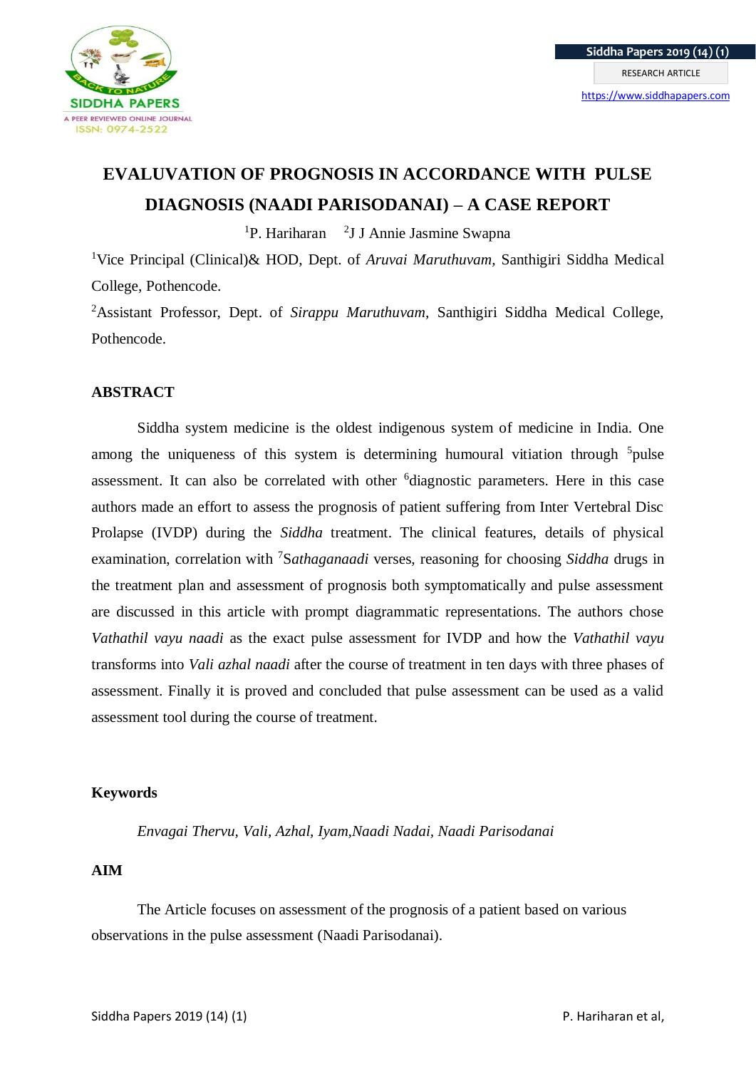# EVALUVATION OF PROGNOSIS IN ACCORDANCE WITH PULSE DIAGNOSIS (NAADI PARISODANAI) – A CASE REPORT

[1]P. Hariharan [2]J J Annie Jasmine Swapna

[1]Vice Principal (Clinical)& HOD, Dept. of *Aruvai Maruthuvam*, Santhigiri Siddha Medical College, Pothencode.

[2]Assistant Professor, Dept. of *Sirappu Maruthuvam*, Santhigiri Siddha Medical College, Pothencode.

## ABSTRACT

Siddha system medicine is the oldest indigenous system of medicine in India. One among the uniqueness of this system is determining humoural vitiation through [5]pulse assessment. It can also be correlated with other [6]diagnostic parameters. Here in this case authors made an effort to assess the prognosis of patient suffering from Inter Vertebral Disc Prolapse (IVDP) during the *Siddha* treatment. The clinical features, details of physical examination, correlation with [7]*Sathaganaadi* verses, reasoning for choosing *Siddha* drugs in the treatment plan and assessment of prognosis both symptomatically and pulse assessment are discussed in this article with prompt diagrammatic representations. The authors chose *Vathathil vayu naadi* as the exact pulse assessment for IVDP and how the *Vathathil vayu* transforms into *Vali azhal naadi* after the course of treatment in ten days with three phases of assessment. Finally it is proved and concluded that pulse assessment can be used as a valid assessment tool during the course of treatment.

## Keywords

*Envagai Thervu, Vali, Azhal, Iyam,Naadi Nadai, Naadi Parisodanai*

## AIM

The Article focuses on assessment of the prognosis of a patient based on various observations in the pulse assessment (Naadi Parisodanai).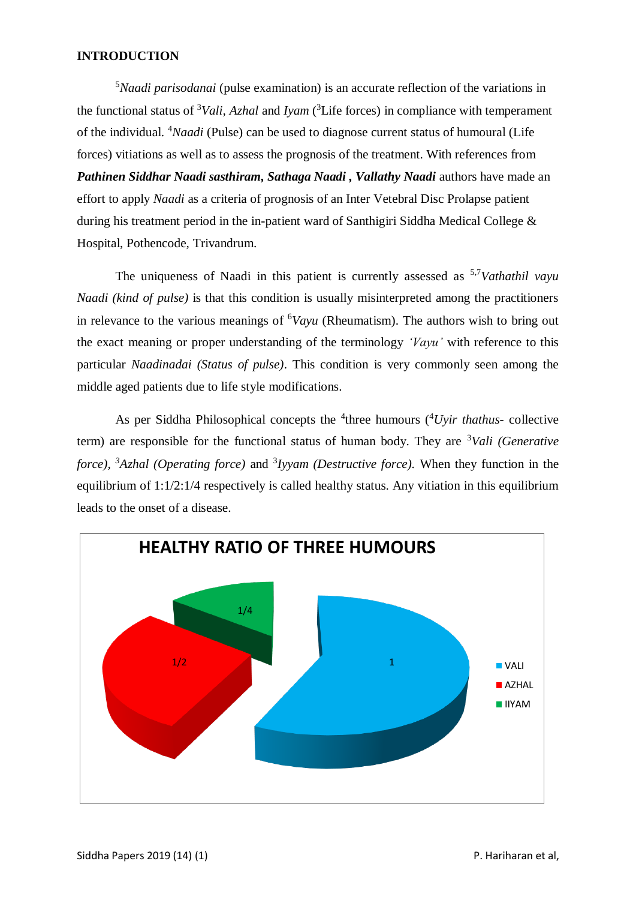**INTRODUCTION**

[5]*Naadi parisodanai* (pulse examination) is an accurate reflection of the variations in the functional status of [3]*Vali, Azhal* and *Iyam* ([3]Life forces) in compliance with temperament of the individual. [4]*Naadi* (Pulse) can be used to diagnose current status of humoural (Life forces) vitiations as well as to assess the prognosis of the treatment. With references from ***Pathinen Siddhar Naadi sasthiram, Sathaga Naadi , Vallathy Naadi*** authors have made an effort to apply *Naadi* as a criteria of prognosis of an Inter Vetebral Disc Prolapse patient during his treatment period in the in-patient ward of Santhigiri Siddha Medical College & Hospital, Pothencode, Trivandrum.

The uniqueness of Naadi in this patient is currently assessed as [5,7]*Vathathil vayu Naadi (kind of pulse)* is that this condition is usually misinterpreted among the practitioners in relevance to the various meanings of [6]*Vayu* (Rheumatism). The authors wish to bring out the exact meaning or proper understanding of the terminology *'Vayu'* with reference to this particular *Naadinadai (Status of pulse)*. This condition is very commonly seen among the middle aged patients due to life style modifications.

As per Siddha Philosophical concepts the [4]three humours ([4]*Uyir thathus*- collective term) are responsible for the functional status of human body. They are [3]*Vali (Generative force)*, [3]*Azhal (Operating force)* and [3]*Iyyam (Destructive force)*. When they function in the equilibrium of 1:1/2:1/4 respectively is called healthy status. Any vitiation in this equilibrium leads to the onset of a disease.

**HEALTHY RATIO OF THREE HUMOURS**

| Humour | Ratio |
| --- | --- |
| VALI | 1 |
| AZHAL | 1/2 |
| IIYAM | 1/4 |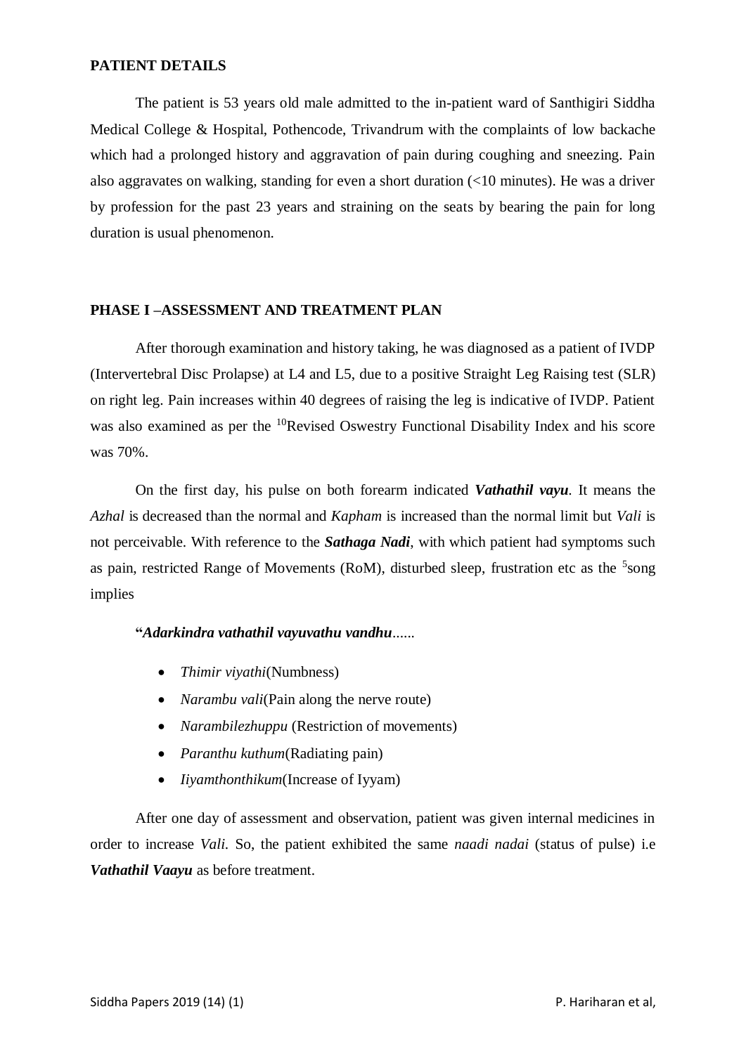**PATIENT DETAILS**

The patient is 53 years old male admitted to the in-patient ward of Santhigiri Siddha Medical College & Hospital, Pothencode, Trivandrum with the complaints of low backache which had a prolonged history and aggravation of pain during coughing and sneezing. Pain also aggravates on walking, standing for even a short duration (<10 minutes). He was a driver by profession for the past 23 years and straining on the seats by bearing the pain for long duration is usual phenomenon.

**PHASE I –ASSESSMENT AND TREATMENT PLAN**

After thorough examination and history taking, he was diagnosed as a patient of IVDP (Intervertebral Disc Prolapse) at L4 and L5, due to a positive Straight Leg Raising test (SLR) on right leg. Pain increases within 40 degrees of raising the leg is indicative of IVDP. Patient was also examined as per the [10]Revised Oswestry Functional Disability Index and his score was 70%.

On the first day, his pulse on both forearm indicated ***Vathathil vayu***. It means the *Azhal* is decreased than the normal and *Kapham* is increased than the normal limit but *Vali* is not perceivable. With reference to the ***Sathaga Nadi***, with which patient had symptoms such as pain, restricted Range of Movements (RoM), disturbed sleep, frustration etc as the [5]song implies

**"*Adarkindra vathathil vayuvathu vandhu*......**

- *Thimir viyathi*(Numbness)
- *Narambu vali*(Pain along the nerve route)
- *Narambilezhuppu* (Restriction of movements)
- *Paranthu kuthum*(Radiating pain)
- *Iiyamthonthikum*(Increase of Iyyam)

After one day of assessment and observation, patient was given internal medicines in order to increase *Vali*. So, the patient exhibited the same *naadi nadai* (status of pulse) i.e ***Vathathil Vaayu*** as before treatment.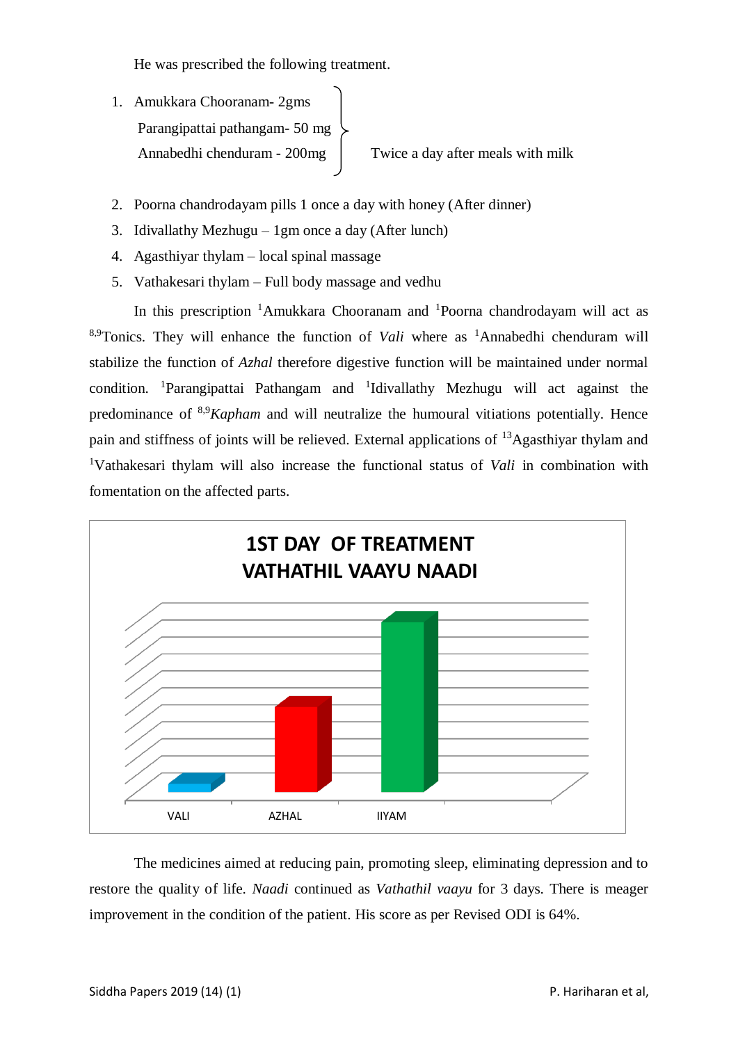He was prescribed the following treatment.

1. Amukkara Chooranam- 2gms
   Parangipattai pathangam- 50 mg
   Annabedhi chenduram - 200mg
   — Twice a day after meals with milk
2. Poorna chandrodayam pills 1 once a day with honey (After dinner)
3. Idivallathy Mezhugu – 1gm once a day (After lunch)
4. Agasthiyar thylam – local spinal massage
5. Vathakesari thylam – Full body massage and vedhu

In this prescription [1]Amukkara Chooranam and [1]Poorna chandrodayam will act as [8,9]Tonics. They will enhance the function of *Vali* where as [1]Annabedhi chenduram will stabilize the function of *Azhal* therefore digestive function will be maintained under normal condition. [1]Parangipattai Pathangam and [1]Idivallathy Mezhugu will act against the predominance of [8,9]*Kapham* and will neutralize the humoural vitiations potentially. Hence pain and stiffness of joints will be relieved. External applications of [13]Agasthiyar thylam and [1]Vathakesari thylam will also increase the functional status of *Vali* in combination with fomentation on the affected parts.

**1ST DAY OF TREATMENT**
**VATHATHIL VAAYU NAADI**

VALI AZHAL IIYAM

The medicines aimed at reducing pain, promoting sleep, eliminating depression and to restore the quality of life. *Naadi* continued as *Vathathil vaayu* for 3 days. There is meager improvement in the condition of the patient. His score as per Revised ODI is 64%.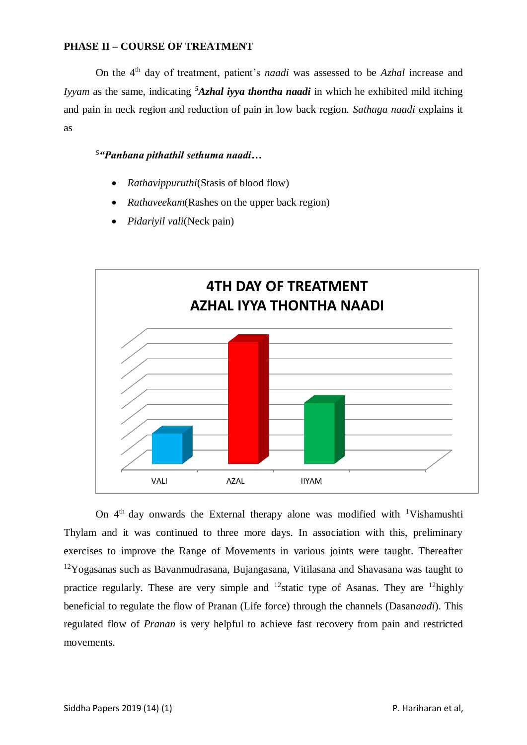**PHASE II – COURSE OF TREATMENT**

On the 4th day of treatment, patient's *naadi* was assessed to be *Azhal* increase and *Iyyam* as the same, indicating [5]***Azhal iyya thontha naadi*** in which he exhibited mild itching and pain in neck region and reduction of pain in low back region. *Sathaga naadi* explains it as

[5]***"Panbana pithathil sethuma naadi…***

- *Rathavippuruthi*(Stasis of blood flow)
- *Rathaveekam*(Rashes on the upper back region)
- *Pidariyil vali*(Neck pain)

**4TH DAY OF TREATMENT**
**AZHAL IYYA THONTHA NAADI**

VALI AZAL IIYAM

On 4th day onwards the External therapy alone was modified with [1]Vishamushti Thylam and it was continued to three more days. In association with this, preliminary exercises to improve the Range of Movements in various joints were taught. Thereafter [12]Yogasanas such as Bavanmudrasana, Bujangasana, Vitilasana and Shavasana was taught to practice regularly. These are very simple and [12]static type of Asanas. They are [12]highly beneficial to regulate the flow of Pranan (Life force) through the channels (Dasan*aadi*). This regulated flow of *Pranan* is very helpful to achieve fast recovery from pain and restricted movements.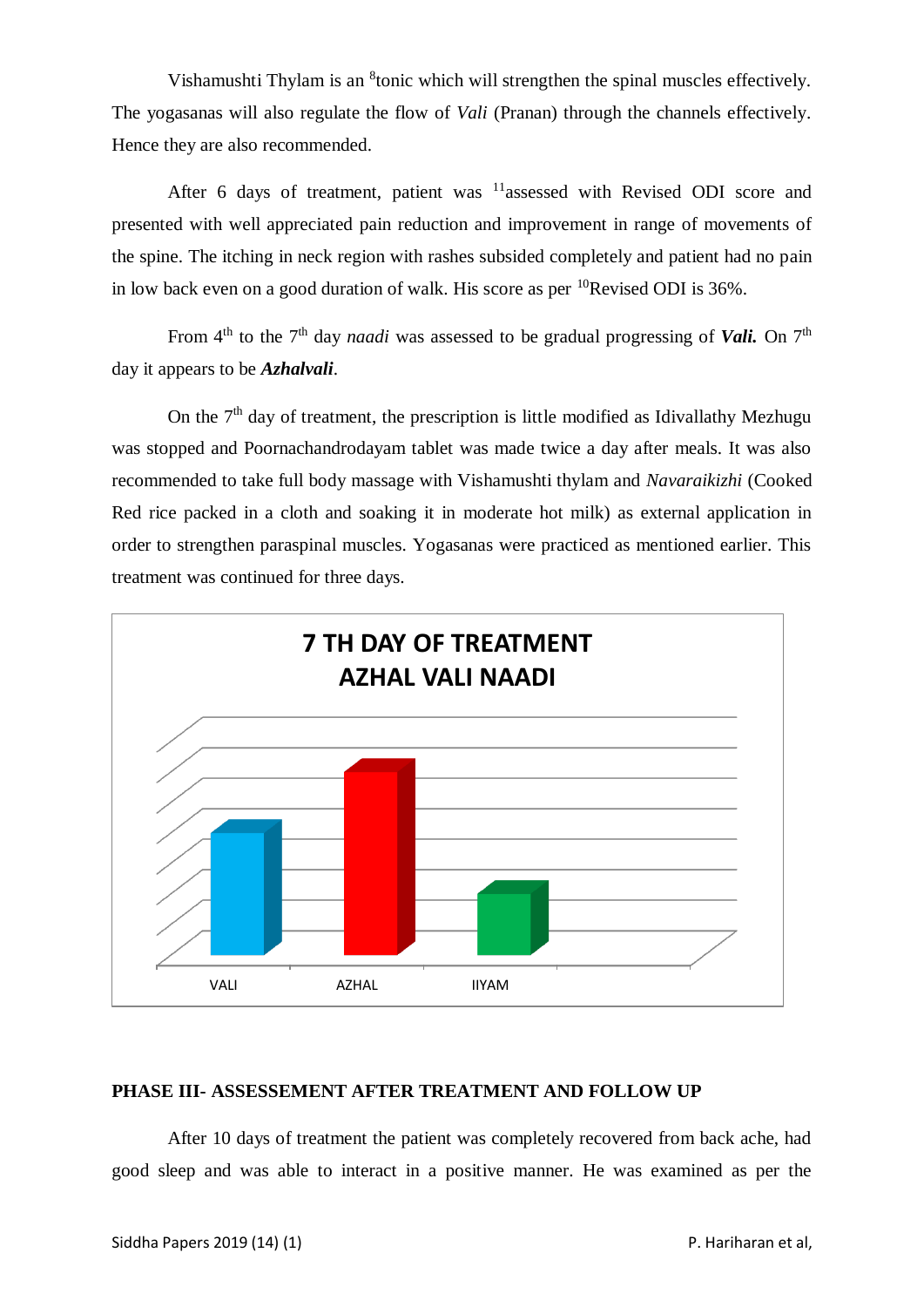Vishamushti Thylam is an [8]tonic which will strengthen the spinal muscles effectively. The yogasanas will also regulate the flow of *Vali* (Pranan) through the channels effectively. Hence they are also recommended.

After 6 days of treatment, patient was [11]assessed with Revised ODI score and presented with well appreciated pain reduction and improvement in range of movements of the spine. The itching in neck region with rashes subsided completely and patient had no pain in low back even on a good duration of walk. His score as per [10]Revised ODI is 36%.

From 4th to the 7th day *naadi* was assessed to be gradual progressing of ***Vali.*** On 7th day it appears to be ***Azhalvali***.

On the 7th day of treatment, the prescription is little modified as Idivallathy Mezhugu was stopped and Poornachandrodayam tablet was made twice a day after meals. It was also recommended to take full body massage with Vishamushti thylam and *Navaraikizhi* (Cooked Red rice packed in a cloth and soaking it in moderate hot milk) as external application in order to strengthen paraspinal muscles. Yogasanas were practiced as mentioned earlier. This treatment was continued for three days.

**7 TH DAY OF TREATMENT AZHAL VALI NAADI**

VALI AZHAL IIYAM

## PHASE III- ASSESSEMENT AFTER TREATMENT AND FOLLOW UP

After 10 days of treatment the patient was completely recovered from back ache, had good sleep and was able to interact in a positive manner. He was examined as per the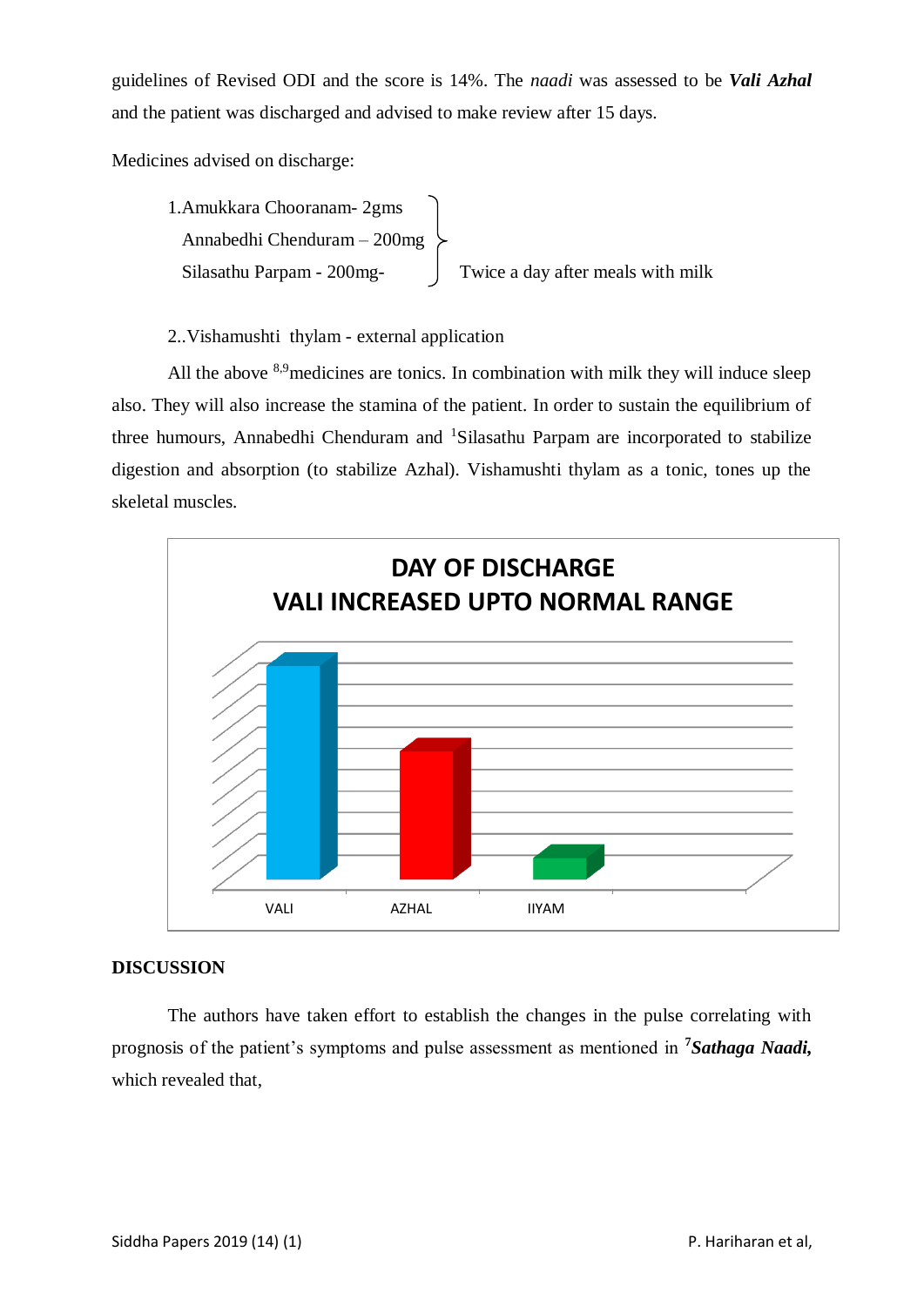guidelines of Revised ODI and the score is 14%. The *naadi* was assessed to be ***Vali Azhal*** and the patient was discharged and advised to make review after 15 days.

Medicines advised on discharge:

1. Amukkara Chooranam- 2gms
   Annabedhi Chenduram – 200mg
   Silasathu Parpam - 200mg-
   } Twice a day after meals with milk

2. Vishamushti thylam - external application

All the above [8,9]medicines are tonics. In combination with milk they will induce sleep also. They will also increase the stamina of the patient. In order to sustain the equilibrium of three humours, Annabedhi Chenduram and [1]Silasathu Parpam are incorporated to stabilize digestion and absorption (to stabilize Azhal). Vishamushti thylam as a tonic, tones up the skeletal muscles.

**DAY OF DISCHARGE**
**VALI INCREASED UPTO NORMAL RANGE**

VALI AZHAL IIYAM

## DISCUSSION

The authors have taken effort to establish the changes in the pulse correlating with prognosis of the patient's symptoms and pulse assessment as mentioned in [7]***Sathaga Naadi,*** which revealed that,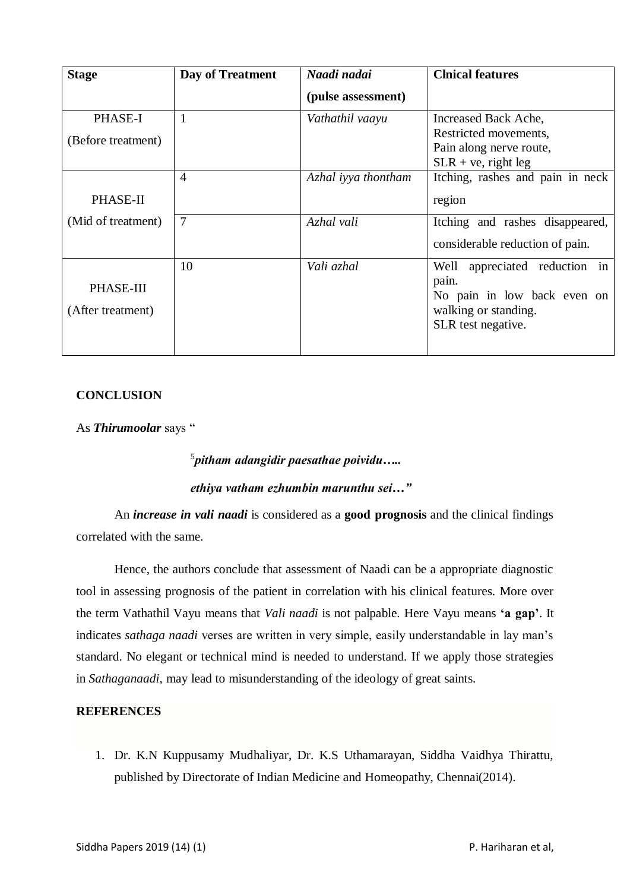| Stage | Day of Treatment | *Naadi nadai* (pulse assessment) | Clnical features |
|---|---|---|---|
| PHASE-I (Before treatment) | 1 | *Vathathil vaayu* | Increased Back Ache, Restricted movements, Pain along nerve route, SLR + ve, right leg |
| PHASE-II (Mid of treatment) | 4 | *Azhal iyya thontham* | Itching, rashes and pain in neck region |
| | 7 | *Azhal vali* | Itching and rashes disappeared, considerable reduction of pain. |
| PHASE-III (After treatment) | 10 | *Vali azhal* | Well appreciated reduction in pain. No pain in low back even on walking or standing. SLR test negative. |

## CONCLUSION

As ***Thirumoolar*** says "

> [5]***pitham adangidir paesathae poividu…..***
>
> ***ethiya vatham ezhumbin marunthu sei…"***

An ***increase in vali naadi*** is considered as a **good prognosis** and the clinical findings correlated with the same.

Hence, the authors conclude that assessment of Naadi can be a appropriate diagnostic tool in assessing prognosis of the patient in correlation with his clinical features. More over the term Vathathil Vayu means that *Vali naadi* is not palpable. Here Vayu means **'a gap'**. It indicates *sathaga naadi* verses are written in very simple, easily understandable in lay man's standard. No elegant or technical mind is needed to understand. If we apply those strategies in *Sathaganaadi,* may lead to misunderstanding of the ideology of great saints.

## REFERENCES

1. Dr. K.N Kuppusamy Mudhaliyar, Dr. K.S Uthamarayan, Siddha Vaidhya Thirattu, published by Directorate of Indian Medicine and Homeopathy, Chennai(2014).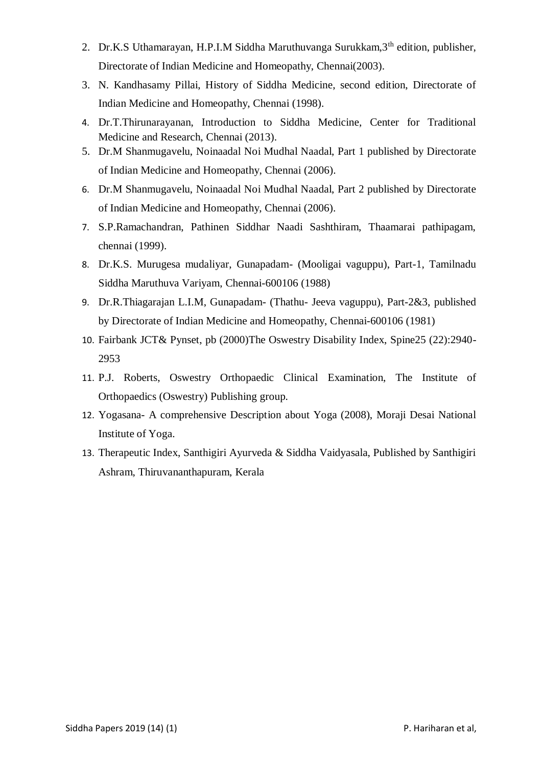2. Dr.K.S Uthamarayan, H.P.I.M Siddha Maruthuvanga Surukkam,3th edition, publisher, Directorate of Indian Medicine and Homeopathy, Chennai(2003).
3. N. Kandhasamy Pillai, History of Siddha Medicine, second edition, Directorate of Indian Medicine and Homeopathy, Chennai (1998).
4. Dr.T.Thirunarayanan, Introduction to Siddha Medicine, Center for Traditional Medicine and Research, Chennai (2013).
5. Dr.M Shanmugavelu, Noinaadal Noi Mudhal Naadal, Part 1 published by Directorate of Indian Medicine and Homeopathy, Chennai (2006).
6. Dr.M Shanmugavelu, Noinaadal Noi Mudhal Naadal, Part 2 published by Directorate of Indian Medicine and Homeopathy, Chennai (2006).
7. S.P.Ramachandran, Pathinen Siddhar Naadi Sashthiram, Thaamarai pathipagam, chennai (1999).
8. Dr.K.S. Murugesa mudaliyar, Gunapadam- (Mooligai vaguppu), Part-1, Tamilnadu Siddha Maruthuva Variyam, Chennai-600106 (1988)
9. Dr.R.Thiagarajan L.I.M, Gunapadam- (Thathu- Jeeva vaguppu), Part-2&3, published by Directorate of Indian Medicine and Homeopathy, Chennai-600106 (1981)
10. Fairbank JCT& Pynset, pb (2000)The Oswestry Disability Index, Spine25 (22):2940-2953
11. P.J. Roberts, Oswestry Orthopaedic Clinical Examination, The Institute of Orthopaedics (Oswestry) Publishing group.
12. Yogasana- A comprehensive Description about Yoga (2008), Moraji Desai National Institute of Yoga.
13. Therapeutic Index, Santhigiri Ayurveda & Siddha Vaidyasala, Published by Santhigiri Ashram, Thiruvananthapuram, Kerala